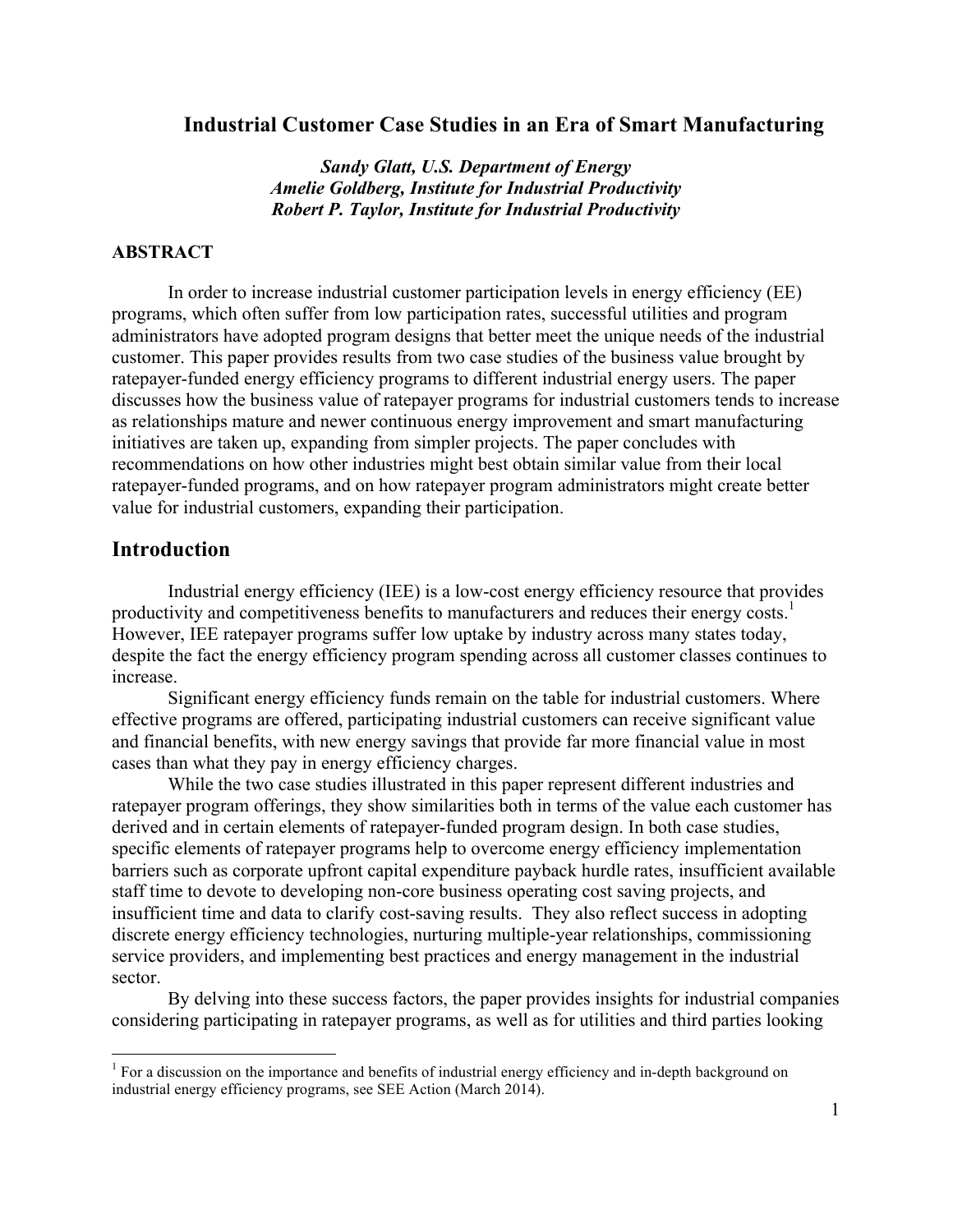# Industrial Customer Case Studies in an Era of Smart Manufacturing

***Sandy Glatt, U.S. Department of Energy***
***Amelie Goldberg, Institute for Industrial Productivity***
***Robert P. Taylor, Institute for Industrial Productivity***

## ABSTRACT

In order to increase industrial customer participation levels in energy efficiency (EE) programs, which often suffer from low participation rates, successful utilities and program administrators have adopted program designs that better meet the unique needs of the industrial customer. This paper provides results from two case studies of the business value brought by ratepayer-funded energy efficiency programs to different industrial energy users. The paper discusses how the business value of ratepayer programs for industrial customers tends to increase as relationships mature and newer continuous energy improvement and smart manufacturing initiatives are taken up, expanding from simpler projects. The paper concludes with recommendations on how other industries might best obtain similar value from their local ratepayer-funded programs, and on how ratepayer program administrators might create better value for industrial customers, expanding their participation.

## Introduction

Industrial energy efficiency (IEE) is a low-cost energy efficiency resource that provides productivity and competitiveness benefits to manufacturers and reduces their energy costs.[1] However, IEE ratepayer programs suffer low uptake by industry across many states today, despite the fact the energy efficiency program spending across all customer classes continues to increase.

Significant energy efficiency funds remain on the table for industrial customers. Where effective programs are offered, participating industrial customers can receive significant value and financial benefits, with new energy savings that provide far more financial value in most cases than what they pay in energy efficiency charges.

While the two case studies illustrated in this paper represent different industries and ratepayer program offerings, they show similarities both in terms of the value each customer has derived and in certain elements of ratepayer-funded program design. In both case studies, specific elements of ratepayer programs help to overcome energy efficiency implementation barriers such as corporate upfront capital expenditure payback hurdle rates, insufficient available staff time to devote to developing non-core business operating cost saving projects, and insufficient time and data to clarify cost-saving results. They also reflect success in adopting discrete energy efficiency technologies, nurturing multiple-year relationships, commissioning service providers, and implementing best practices and energy management in the industrial sector.

By delving into these success factors, the paper provides insights for industrial companies considering participating in ratepayer programs, as well as for utilities and third parties looking

[1] For a discussion on the importance and benefits of industrial energy efficiency and in-depth background on industrial energy efficiency programs, see SEE Action (March 2014).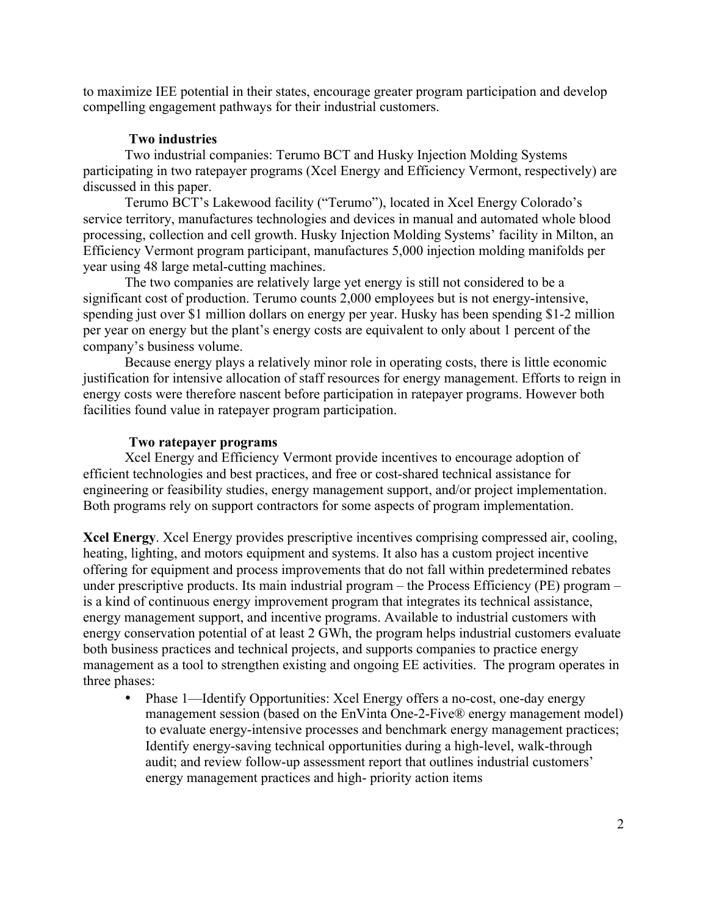to maximize IEE potential in their states, encourage greater program participation and develop compelling engagement pathways for their industrial customers.

### Two industries

Two industrial companies: Terumo BCT and Husky Injection Molding Systems participating in two ratepayer programs (Xcel Energy and Efficiency Vermont, respectively) are discussed in this paper.

Terumo BCT's Lakewood facility ("Terumo"), located in Xcel Energy Colorado's service territory, manufactures technologies and devices in manual and automated whole blood processing, collection and cell growth. Husky Injection Molding Systems' facility in Milton, an Efficiency Vermont program participant, manufactures 5,000 injection molding manifolds per year using 48 large metal-cutting machines.

The two companies are relatively large yet energy is still not considered to be a significant cost of production. Terumo counts 2,000 employees but is not energy-intensive, spending just over $1 million dollars on energy per year. Husky has been spending $1-2 million per year on energy but the plant's energy costs are equivalent to only about 1 percent of the company's business volume.

Because energy plays a relatively minor role in operating costs, there is little economic justification for intensive allocation of staff resources for energy management. Efforts to reign in energy costs were therefore nascent before participation in ratepayer programs. However both facilities found value in ratepayer program participation.

### Two ratepayer programs

Xcel Energy and Efficiency Vermont provide incentives to encourage adoption of efficient technologies and best practices, and free or cost-shared technical assistance for engineering or feasibility studies, energy management support, and/or project implementation. Both programs rely on support contractors for some aspects of program implementation.

**Xcel Energy**. Xcel Energy provides prescriptive incentives comprising compressed air, cooling, heating, lighting, and motors equipment and systems. It also has a custom project incentive offering for equipment and process improvements that do not fall within predetermined rebates under prescriptive products. Its main industrial program – the Process Efficiency (PE) program – is a kind of continuous energy improvement program that integrates its technical assistance, energy management support, and incentive programs. Available to industrial customers with energy conservation potential of at least 2 GWh, the program helps industrial customers evaluate both business practices and technical projects, and supports companies to practice energy management as a tool to strengthen existing and ongoing EE activities. The program operates in three phases:

- Phase 1—Identify Opportunities: Xcel Energy offers a no-cost, one-day energy management session (based on the EnVinta One-2-Five® energy management model) to evaluate energy-intensive processes and benchmark energy management practices; Identify energy-saving technical opportunities during a high-level, walk-through audit; and review follow-up assessment report that outlines industrial customers' energy management practices and high- priority action items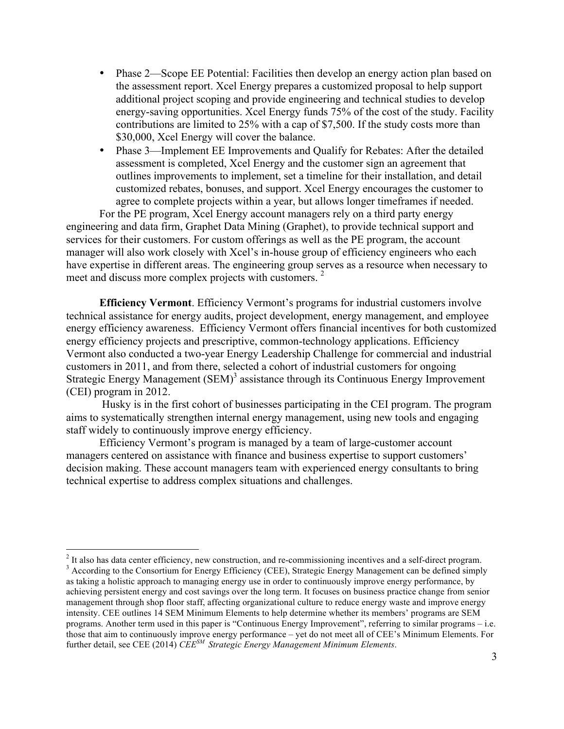- Phase 2—Scope EE Potential: Facilities then develop an energy action plan based on the assessment report. Xcel Energy prepares a customized proposal to help support additional project scoping and provide engineering and technical studies to develop energy-saving opportunities. Xcel Energy funds 75% of the cost of the study. Facility contributions are limited to 25% with a cap of $7,500. If the study costs more than $30,000, Xcel Energy will cover the balance.
- Phase 3—Implement EE Improvements and Qualify for Rebates: After the detailed assessment is completed, Xcel Energy and the customer sign an agreement that outlines improvements to implement, set a timeline for their installation, and detail customized rebates, bonuses, and support. Xcel Energy encourages the customer to agree to complete projects within a year, but allows longer timeframes if needed.

For the PE program, Xcel Energy account managers rely on a third party energy engineering and data firm, Graphet Data Mining (Graphet), to provide technical support and services for their customers. For custom offerings as well as the PE program, the account manager will also work closely with Xcel's in-house group of efficiency engineers who each have expertise in different areas. The engineering group serves as a resource when necessary to meet and discuss more complex projects with customers. [2]

**Efficiency Vermont**. Efficiency Vermont's programs for industrial customers involve technical assistance for energy audits, project development, energy management, and employee energy efficiency awareness. Efficiency Vermont offers financial incentives for both customized energy efficiency projects and prescriptive, common-technology applications. Efficiency Vermont also conducted a two-year Energy Leadership Challenge for commercial and industrial customers in 2011, and from there, selected a cohort of industrial customers for ongoing Strategic Energy Management (SEM)[3] assistance through its Continuous Energy Improvement (CEI) program in 2012.

Husky is in the first cohort of businesses participating in the CEI program. The program aims to systematically strengthen internal energy management, using new tools and engaging staff widely to continuously improve energy efficiency.

Efficiency Vermont's program is managed by a team of large-customer account managers centered on assistance with finance and business expertise to support customers' decision making. These account managers team with experienced energy consultants to bring technical expertise to address complex situations and challenges.

---

[2] It also has data center efficiency, new construction, and re-commissioning incentives and a self-direct program.

[3] According to the Consortium for Energy Efficiency (CEE), Strategic Energy Management can be defined simply as taking a holistic approach to managing energy use in order to continuously improve energy performance, by achieving persistent energy and cost savings over the long term. It focuses on business practice change from senior management through shop floor staff, affecting organizational culture to reduce energy waste and improve energy intensity. CEE outlines 14 SEM Minimum Elements to help determine whether its members' programs are SEM programs. Another term used in this paper is "Continuous Energy Improvement", referring to similar programs – i.e. those that aim to continuously improve energy performance – yet do not meet all of CEE's Minimum Elements. For further detail, see CEE (2014) *CEE℠ Strategic Energy Management Minimum Elements*.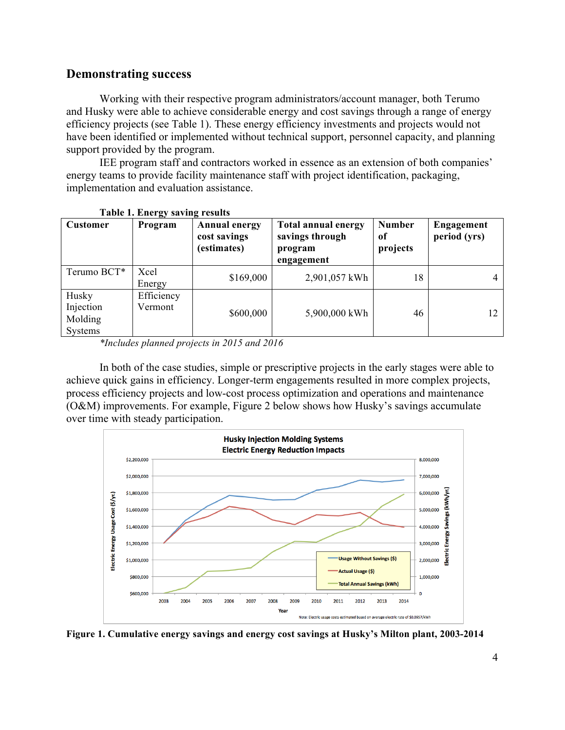## Demonstrating success

Working with their respective program administrators/account manager, both Terumo and Husky were able to achieve considerable energy and cost savings through a range of energy efficiency projects (see Table 1). These energy efficiency investments and projects would not have been identified or implemented without technical support, personnel capacity, and planning support provided by the program.

IEE program staff and contractors worked in essence as an extension of both companies' energy teams to provide facility maintenance staff with project identification, packaging, implementation and evaluation assistance.

**Table 1. Energy saving results**

| **Customer** | **Program** | **Annual energy cost savings (estimates)** | **Total annual energy savings through program engagement** | **Number of projects** | **Engagement period (yrs)** |
|---|---|---|---|---|---|
| Terumo BCT* | Xcel Energy | $169,000 | 2,901,057 kWh | 18 | 4 |
| Husky Injection Molding Systems | Efficiency Vermont | $600,000 | 5,900,000 kWh | 46 | 12 |

**Includes planned projects in 2015 and 2016*

In both of the case studies, simple or prescriptive projects in the early stages were able to achieve quick gains in efficiency. Longer-term engagements resulted in more complex projects, process efficiency projects and low-cost process optimization and operations and maintenance (O&M) improvements. For example, Figure 2 below shows how Husky's savings accumulate over time with steady participation.

**Figure 1. Cumulative energy savings and energy cost savings at Husky's Milton plant, 2003-2014**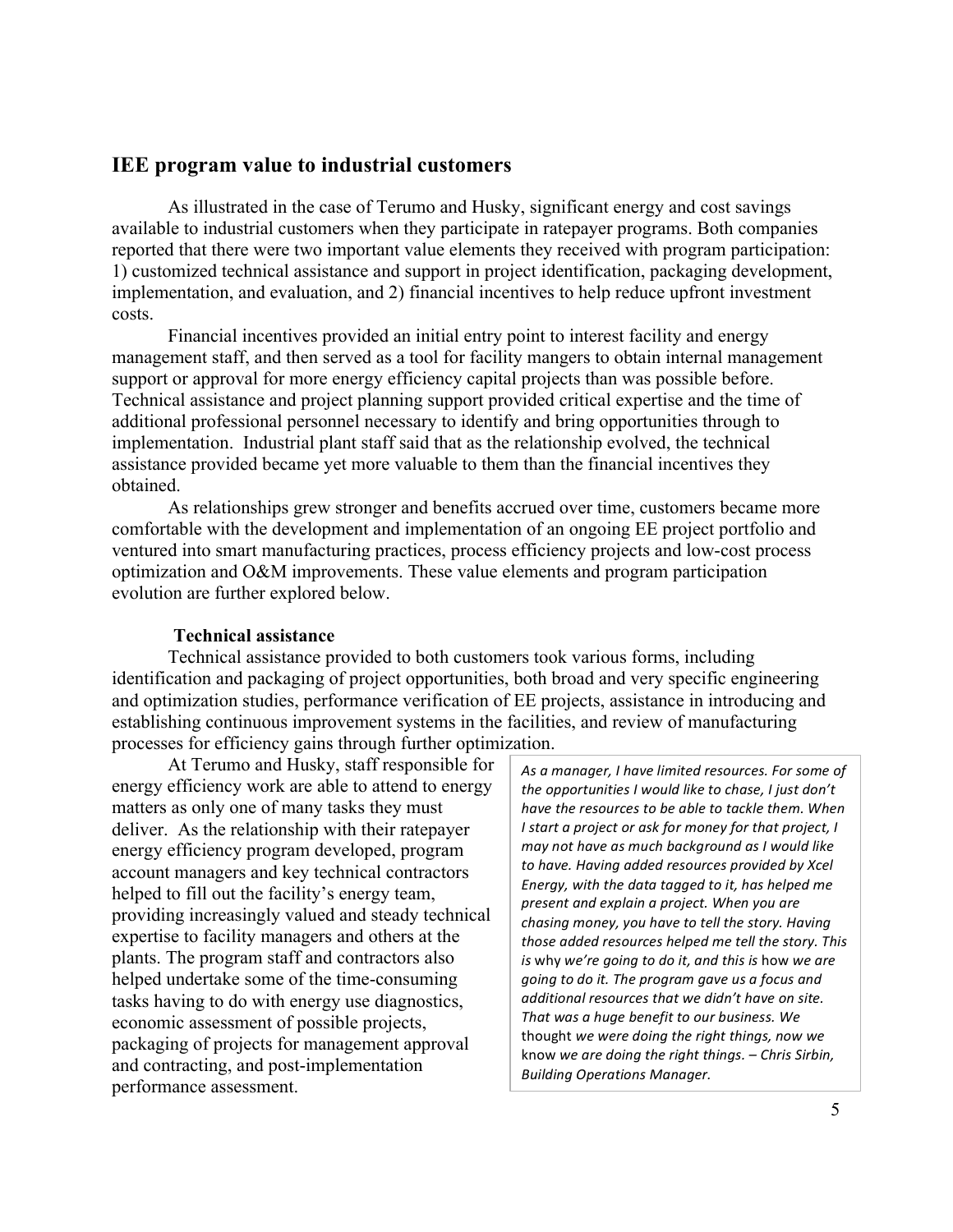## IEE program value to industrial customers

As illustrated in the case of Terumo and Husky, significant energy and cost savings available to industrial customers when they participate in ratepayer programs. Both companies reported that there were two important value elements they received with program participation: 1) customized technical assistance and support in project identification, packaging development, implementation, and evaluation, and 2) financial incentives to help reduce upfront investment costs.

Financial incentives provided an initial entry point to interest facility and energy management staff, and then served as a tool for facility mangers to obtain internal management support or approval for more energy efficiency capital projects than was possible before. Technical assistance and project planning support provided critical expertise and the time of additional professional personnel necessary to identify and bring opportunities through to implementation. Industrial plant staff said that as the relationship evolved, the technical assistance provided became yet more valuable to them than the financial incentives they obtained.

As relationships grew stronger and benefits accrued over time, customers became more comfortable with the development and implementation of an ongoing EE project portfolio and ventured into smart manufacturing practices, process efficiency projects and low-cost process optimization and O&M improvements. These value elements and program participation evolution are further explored below.

### Technical assistance

Technical assistance provided to both customers took various forms, including identification and packaging of project opportunities, both broad and very specific engineering and optimization studies, performance verification of EE projects, assistance in introducing and establishing continuous improvement systems in the facilities, and review of manufacturing processes for efficiency gains through further optimization.

At Terumo and Husky, staff responsible for energy efficiency work are able to attend to energy matters as only one of many tasks they must deliver. As the relationship with their ratepayer energy efficiency program developed, program account managers and key technical contractors helped to fill out the facility's energy team, providing increasingly valued and steady technical expertise to facility managers and others at the plants. The program staff and contractors also helped undertake some of the time-consuming tasks having to do with energy use diagnostics, economic assessment of possible projects, packaging of projects for management approval and contracting, and post-implementation performance assessment.

> *As a manager, I have limited resources. For some of the opportunities I would like to chase, I just don't have the resources to be able to tackle them. When I start a project or ask for money for that project, I may not have as much background as I would like to have. Having added resources provided by Xcel Energy, with the data tagged to it, has helped me present and explain a project. When you are chasing money, you have to tell the story. Having those added resources helped me tell the story. This is* why *we're going to do it, and this is* how *we are going to do it. The program gave us a focus and additional resources that we didn't have on site. That was a huge benefit to our business. We* thought *we were doing the right things, now we* know *we are doing the right things. – Chris Sirbin, Building Operations Manager.*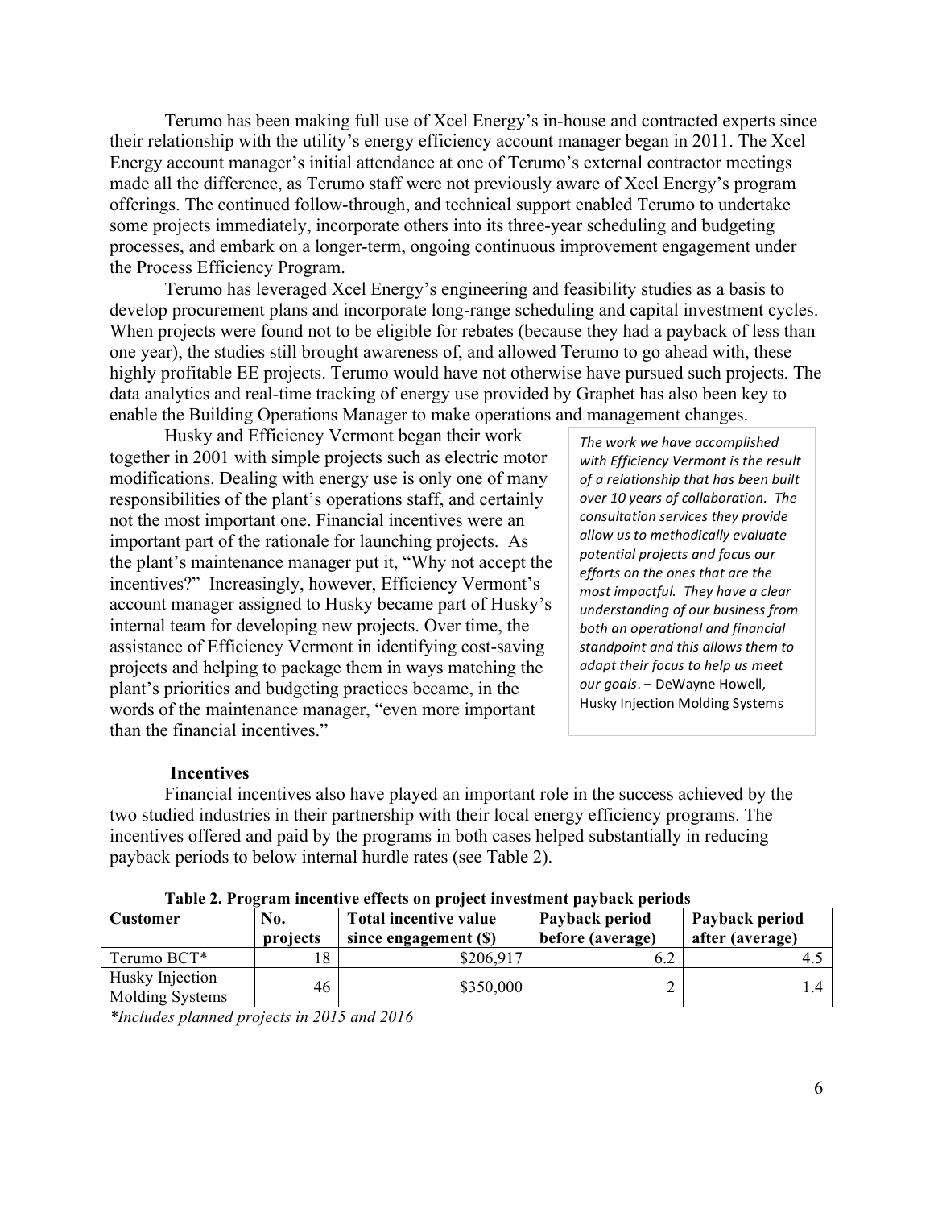Terumo has been making full use of Xcel Energy's in-house and contracted experts since their relationship with the utility's energy efficiency account manager began in 2011. The Xcel Energy account manager's initial attendance at one of Terumo's external contractor meetings made all the difference, as Terumo staff were not previously aware of Xcel Energy's program offerings. The continued follow-through, and technical support enabled Terumo to undertake some projects immediately, incorporate others into its three-year scheduling and budgeting processes, and embark on a longer-term, ongoing continuous improvement engagement under the Process Efficiency Program.

Terumo has leveraged Xcel Energy's engineering and feasibility studies as a basis to develop procurement plans and incorporate long-range scheduling and capital investment cycles. When projects were found not to be eligible for rebates (because they had a payback of less than one year), the studies still brought awareness of, and allowed Terumo to go ahead with, these highly profitable EE projects. Terumo would have not otherwise have pursued such projects. The data analytics and real-time tracking of energy use provided by Graphet has also been key to enable the Building Operations Manager to make operations and management changes.

Husky and Efficiency Vermont began their work together in 2001 with simple projects such as electric motor modifications. Dealing with energy use is only one of many responsibilities of the plant's operations staff, and certainly not the most important one. Financial incentives were an important part of the rationale for launching projects. As the plant's maintenance manager put it, "Why not accept the incentives?" Increasingly, however, Efficiency Vermont's account manager assigned to Husky became part of Husky's internal team for developing new projects. Over time, the assistance of Efficiency Vermont in identifying cost-saving projects and helping to package them in ways matching the plant's priorities and budgeting practices became, in the words of the maintenance manager, "even more important than the financial incentives."

> *The work we have accomplished with Efficiency Vermont is the result of a relationship that has been built over 10 years of collaboration. The consultation services they provide allow us to methodically evaluate potential projects and focus our efforts on the ones that are the most impactful. They have a clear understanding of our business from both an operational and financial standpoint and this allows them to adapt their focus to help us meet our goals*. – DeWayne Howell, Husky Injection Molding Systems

### Incentives

Financial incentives also have played an important role in the success achieved by the two studied industries in their partnership with their local energy efficiency programs. The incentives offered and paid by the programs in both cases helped substantially in reducing payback periods to below internal hurdle rates (see Table 2).

**Table 2. Program incentive effects on project investment payback periods**

| Customer | No. projects | Total incentive value since engagement ($) | Payback period before (average) | Payback period after (average) |
|---|---|---|---|---|
| Terumo BCT* | 18 | $206,917 | 6.2 | 4.5 |
| Husky Injection Molding Systems | 46 | $350,000 | 2 | 1.4 |

*\*Includes planned projects in 2015 and 2016*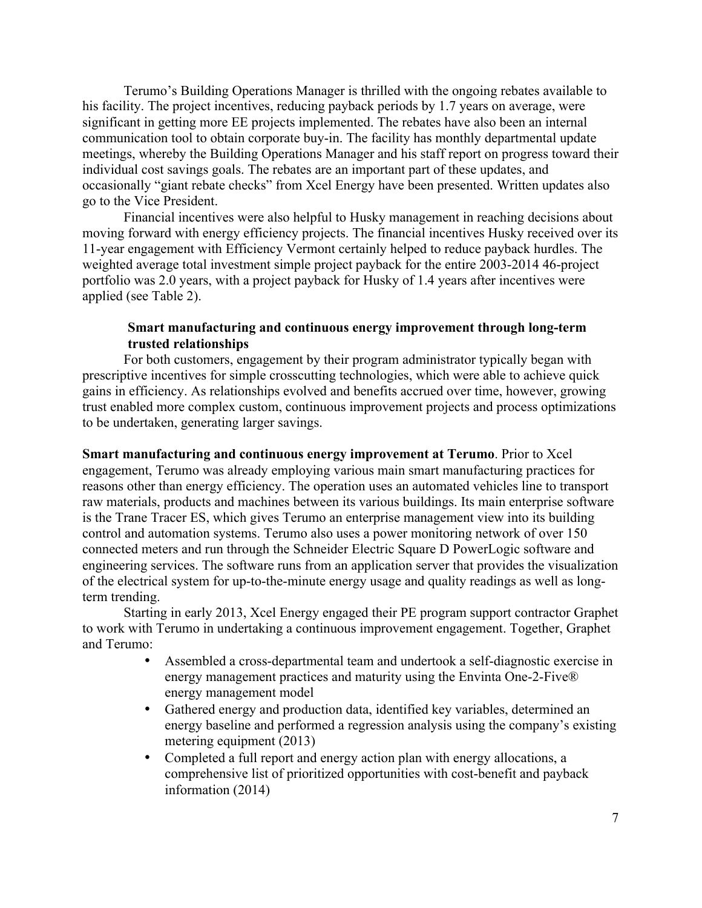Terumo's Building Operations Manager is thrilled with the ongoing rebates available to his facility. The project incentives, reducing payback periods by 1.7 years on average, were significant in getting more EE projects implemented. The rebates have also been an internal communication tool to obtain corporate buy-in. The facility has monthly departmental update meetings, whereby the Building Operations Manager and his staff report on progress toward their individual cost savings goals. The rebates are an important part of these updates, and occasionally "giant rebate checks" from Xcel Energy have been presented. Written updates also go to the Vice President.

Financial incentives were also helpful to Husky management in reaching decisions about moving forward with energy efficiency projects. The financial incentives Husky received over its 11-year engagement with Efficiency Vermont certainly helped to reduce payback hurdles. The weighted average total investment simple project payback for the entire 2003-2014 46-project portfolio was 2.0 years, with a project payback for Husky of 1.4 years after incentives were applied (see Table 2).

### Smart manufacturing and continuous energy improvement through long-term trusted relationships

For both customers, engagement by their program administrator typically began with prescriptive incentives for simple crosscutting technologies, which were able to achieve quick gains in efficiency. As relationships evolved and benefits accrued over time, however, growing trust enabled more complex custom, continuous improvement projects and process optimizations to be undertaken, generating larger savings.

**Smart manufacturing and continuous energy improvement at Terumo**. Prior to Xcel engagement, Terumo was already employing various main smart manufacturing practices for reasons other than energy efficiency. The operation uses an automated vehicles line to transport raw materials, products and machines between its various buildings. Its main enterprise software is the Trane Tracer ES, which gives Terumo an enterprise management view into its building control and automation systems. Terumo also uses a power monitoring network of over 150 connected meters and run through the Schneider Electric Square D PowerLogic software and engineering services. The software runs from an application server that provides the visualization of the electrical system for up-to-the-minute energy usage and quality readings as well as long-term trending.

Starting in early 2013, Xcel Energy engaged their PE program support contractor Graphet to work with Terumo in undertaking a continuous improvement engagement. Together, Graphet and Terumo:

- Assembled a cross-departmental team and undertook a self-diagnostic exercise in energy management practices and maturity using the Envinta One-2-Five® energy management model
- Gathered energy and production data, identified key variables, determined an energy baseline and performed a regression analysis using the company's existing metering equipment (2013)
- Completed a full report and energy action plan with energy allocations, a comprehensive list of prioritized opportunities with cost-benefit and payback information (2014)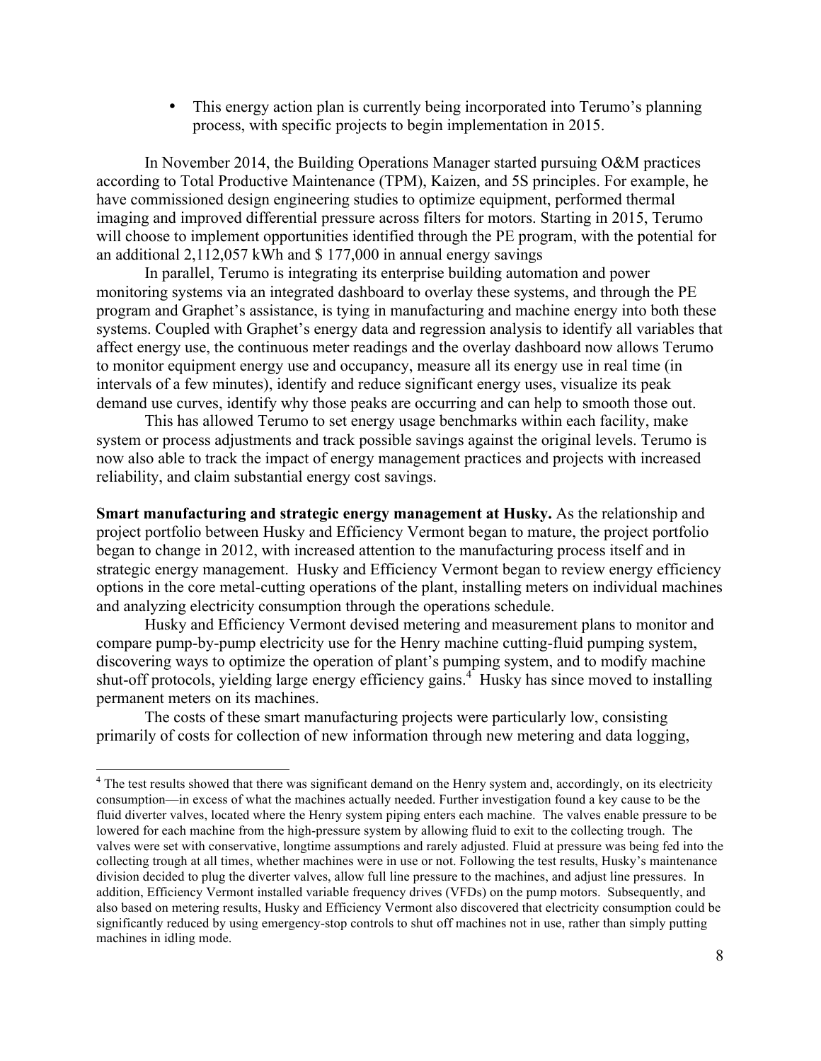- This energy action plan is currently being incorporated into Terumo's planning process, with specific projects to begin implementation in 2015.

In November 2014, the Building Operations Manager started pursuing O&M practices according to Total Productive Maintenance (TPM), Kaizen, and 5S principles. For example, he have commissioned design engineering studies to optimize equipment, performed thermal imaging and improved differential pressure across filters for motors. Starting in 2015, Terumo will choose to implement opportunities identified through the PE program, with the potential for an additional 2,112,057 kWh and $ 177,000 in annual energy savings

In parallel, Terumo is integrating its enterprise building automation and power monitoring systems via an integrated dashboard to overlay these systems, and through the PE program and Graphet's assistance, is tying in manufacturing and machine energy into both these systems. Coupled with Graphet's energy data and regression analysis to identify all variables that affect energy use, the continuous meter readings and the overlay dashboard now allows Terumo to monitor equipment energy use and occupancy, measure all its energy use in real time (in intervals of a few minutes), identify and reduce significant energy uses, visualize its peak demand use curves, identify why those peaks are occurring and can help to smooth those out.

This has allowed Terumo to set energy usage benchmarks within each facility, make system or process adjustments and track possible savings against the original levels. Terumo is now also able to track the impact of energy management practices and projects with increased reliability, and claim substantial energy cost savings.

**Smart manufacturing and strategic energy management at Husky.** As the relationship and project portfolio between Husky and Efficiency Vermont began to mature, the project portfolio began to change in 2012, with increased attention to the manufacturing process itself and in strategic energy management. Husky and Efficiency Vermont began to review energy efficiency options in the core metal-cutting operations of the plant, installing meters on individual machines and analyzing electricity consumption through the operations schedule.

Husky and Efficiency Vermont devised metering and measurement plans to monitor and compare pump-by-pump electricity use for the Henry machine cutting-fluid pumping system, discovering ways to optimize the operation of plant's pumping system, and to modify machine shut-off protocols, yielding large energy efficiency gains.[4] Husky has since moved to installing permanent meters on its machines.

The costs of these smart manufacturing projects were particularly low, consisting primarily of costs for collection of new information through new metering and data logging,

[4] The test results showed that there was significant demand on the Henry system and, accordingly, on its electricity consumption—in excess of what the machines actually needed. Further investigation found a key cause to be the fluid diverter valves, located where the Henry system piping enters each machine. The valves enable pressure to be lowered for each machine from the high-pressure system by allowing fluid to exit to the collecting trough. The valves were set with conservative, longtime assumptions and rarely adjusted. Fluid at pressure was being fed into the collecting trough at all times, whether machines were in use or not. Following the test results, Husky's maintenance division decided to plug the diverter valves, allow full line pressure to the machines, and adjust line pressures. In addition, Efficiency Vermont installed variable frequency drives (VFDs) on the pump motors. Subsequently, and also based on metering results, Husky and Efficiency Vermont also discovered that electricity consumption could be significantly reduced by using emergency-stop controls to shut off machines not in use, rather than simply putting machines in idling mode.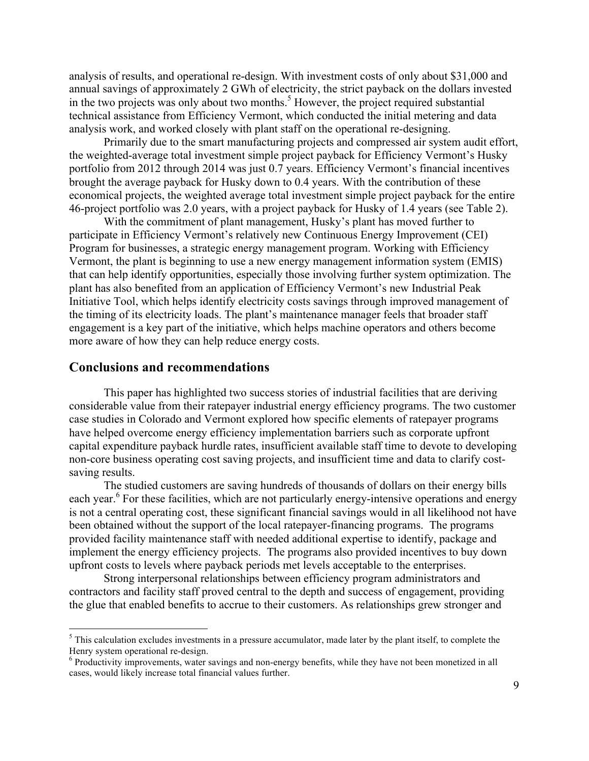analysis of results, and operational re-design. With investment costs of only about $31,000 and annual savings of approximately 2 GWh of electricity, the strict payback on the dollars invested in the two projects was only about two months.[5] However, the project required substantial technical assistance from Efficiency Vermont, which conducted the initial metering and data analysis work, and worked closely with plant staff on the operational re-designing.

Primarily due to the smart manufacturing projects and compressed air system audit effort, the weighted-average total investment simple project payback for Efficiency Vermont's Husky portfolio from 2012 through 2014 was just 0.7 years. Efficiency Vermont's financial incentives brought the average payback for Husky down to 0.4 years. With the contribution of these economical projects, the weighted average total investment simple project payback for the entire 46-project portfolio was 2.0 years, with a project payback for Husky of 1.4 years (see Table 2).

With the commitment of plant management, Husky's plant has moved further to participate in Efficiency Vermont's relatively new Continuous Energy Improvement (CEI) Program for businesses, a strategic energy management program. Working with Efficiency Vermont, the plant is beginning to use a new energy management information system (EMIS) that can help identify opportunities, especially those involving further system optimization. The plant has also benefited from an application of Efficiency Vermont's new Industrial Peak Initiative Tool, which helps identify electricity costs savings through improved management of the timing of its electricity loads. The plant's maintenance manager feels that broader staff engagement is a key part of the initiative, which helps machine operators and others become more aware of how they can help reduce energy costs.

## Conclusions and recommendations

This paper has highlighted two success stories of industrial facilities that are deriving considerable value from their ratepayer industrial energy efficiency programs. The two customer case studies in Colorado and Vermont explored how specific elements of ratepayer programs have helped overcome energy efficiency implementation barriers such as corporate upfront capital expenditure payback hurdle rates, insufficient available staff time to devote to developing non-core business operating cost saving projects, and insufficient time and data to clarify cost-saving results.

The studied customers are saving hundreds of thousands of dollars on their energy bills each year.[6] For these facilities, which are not particularly energy-intensive operations and energy is not a central operating cost, these significant financial savings would in all likelihood not have been obtained without the support of the local ratepayer-financing programs. The programs provided facility maintenance staff with needed additional expertise to identify, package and implement the energy efficiency projects. The programs also provided incentives to buy down upfront costs to levels where payback periods met levels acceptable to the enterprises.

Strong interpersonal relationships between efficiency program administrators and contractors and facility staff proved central to the depth and success of engagement, providing the glue that enabled benefits to accrue to their customers. As relationships grew stronger and

[5] This calculation excludes investments in a pressure accumulator, made later by the plant itself, to complete the Henry system operational re-design.

[6] Productivity improvements, water savings and non-energy benefits, while they have not been monetized in all cases, would likely increase total financial values further.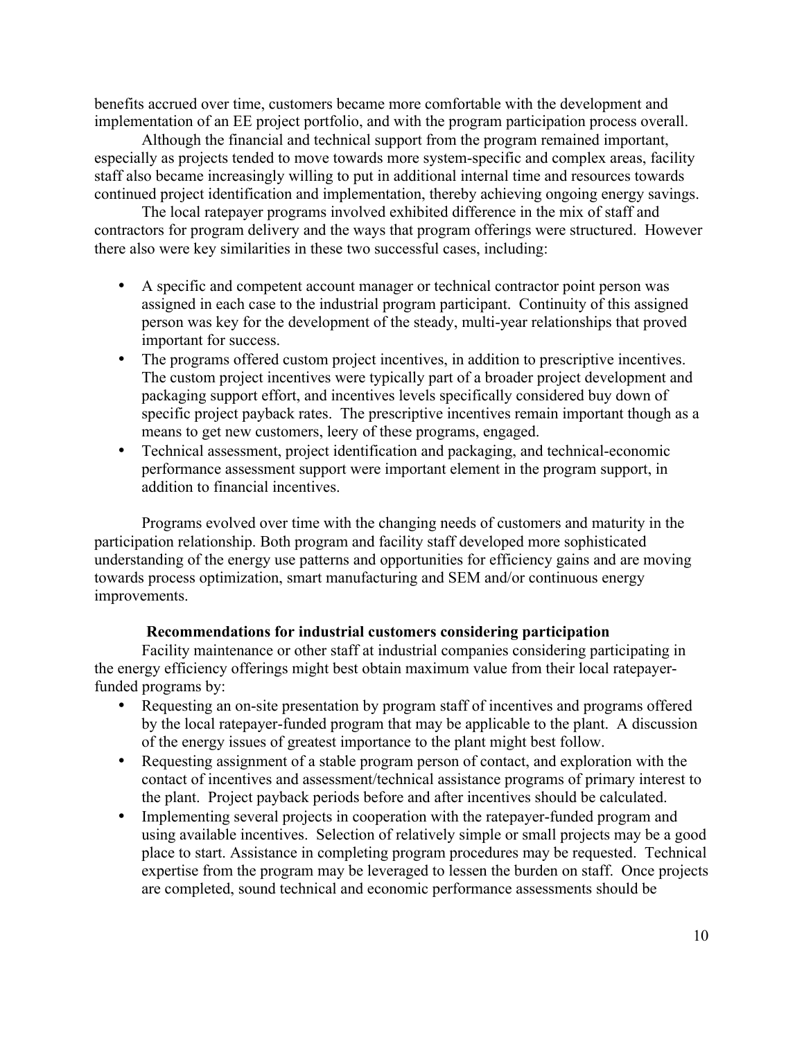benefits accrued over time, customers became more comfortable with the development and implementation of an EE project portfolio, and with the program participation process overall.

Although the financial and technical support from the program remained important, especially as projects tended to move towards more system-specific and complex areas, facility staff also became increasingly willing to put in additional internal time and resources towards continued project identification and implementation, thereby achieving ongoing energy savings.

The local ratepayer programs involved exhibited difference in the mix of staff and contractors for program delivery and the ways that program offerings were structured. However there also were key similarities in these two successful cases, including:

- A specific and competent account manager or technical contractor point person was assigned in each case to the industrial program participant. Continuity of this assigned person was key for the development of the steady, multi-year relationships that proved important for success.
- The programs offered custom project incentives, in addition to prescriptive incentives. The custom project incentives were typically part of a broader project development and packaging support effort, and incentives levels specifically considered buy down of specific project payback rates. The prescriptive incentives remain important though as a means to get new customers, leery of these programs, engaged.
- Technical assessment, project identification and packaging, and technical-economic performance assessment support were important element in the program support, in addition to financial incentives.

Programs evolved over time with the changing needs of customers and maturity in the participation relationship. Both program and facility staff developed more sophisticated understanding of the energy use patterns and opportunities for efficiency gains and are moving towards process optimization, smart manufacturing and SEM and/or continuous energy improvements.

### Recommendations for industrial customers considering participation

Facility maintenance or other staff at industrial companies considering participating in the energy efficiency offerings might best obtain maximum value from their local ratepayer-funded programs by:

- Requesting an on-site presentation by program staff of incentives and programs offered by the local ratepayer-funded program that may be applicable to the plant. A discussion of the energy issues of greatest importance to the plant might best follow.
- Requesting assignment of a stable program person of contact, and exploration with the contact of incentives and assessment/technical assistance programs of primary interest to the plant. Project payback periods before and after incentives should be calculated.
- Implementing several projects in cooperation with the ratepayer-funded program and using available incentives. Selection of relatively simple or small projects may be a good place to start. Assistance in completing program procedures may be requested. Technical expertise from the program may be leveraged to lessen the burden on staff. Once projects are completed, sound technical and economic performance assessments should be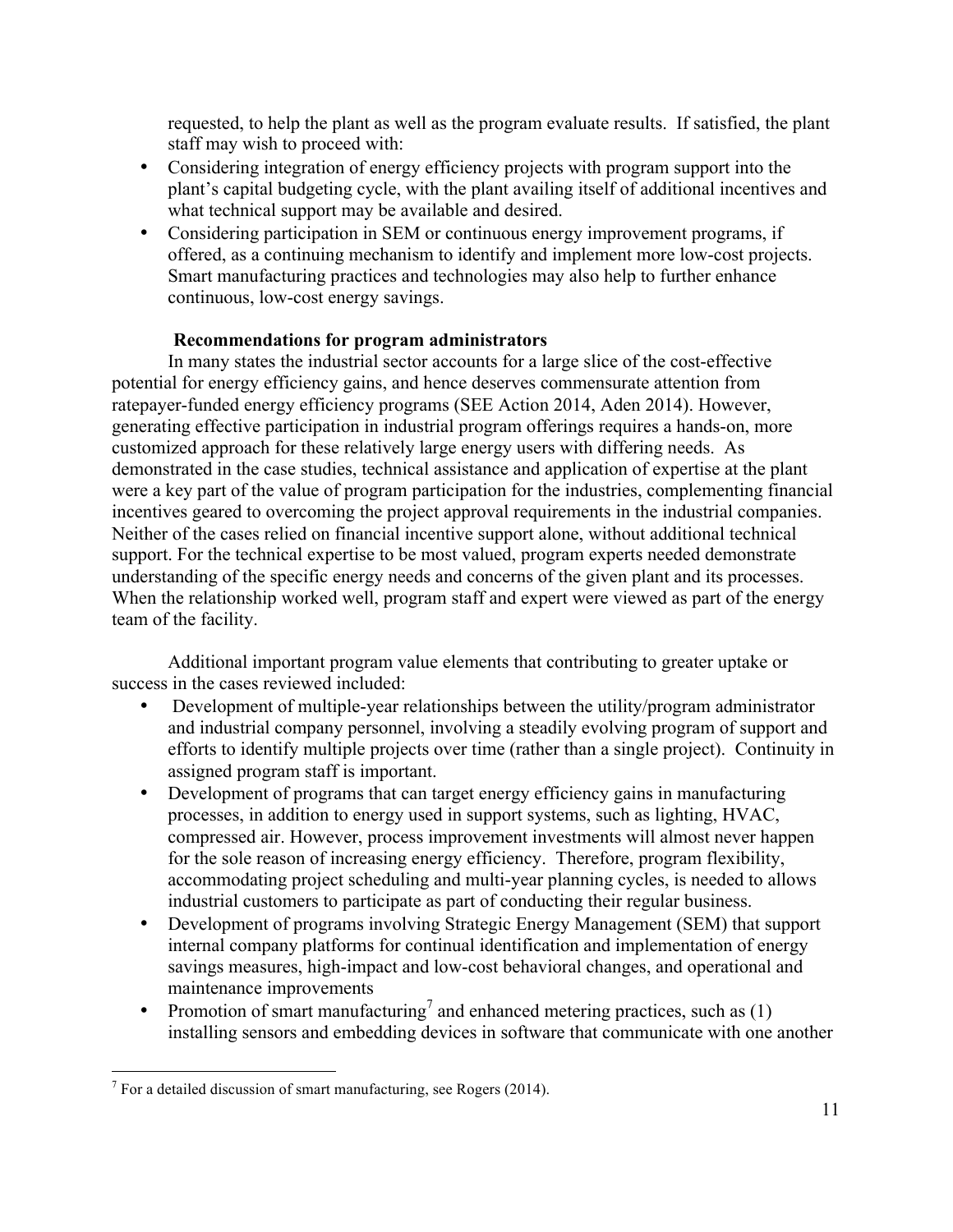requested, to help the plant as well as the program evaluate results. If satisfied, the plant staff may wish to proceed with:

- Considering integration of energy efficiency projects with program support into the plant's capital budgeting cycle, with the plant availing itself of additional incentives and what technical support may be available and desired.
- Considering participation in SEM or continuous energy improvement programs, if offered, as a continuing mechanism to identify and implement more low-cost projects. Smart manufacturing practices and technologies may also help to further enhance continuous, low-cost energy savings.

**Recommendations for program administrators**

In many states the industrial sector accounts for a large slice of the cost-effective potential for energy efficiency gains, and hence deserves commensurate attention from ratepayer-funded energy efficiency programs (SEE Action 2014, Aden 2014). However, generating effective participation in industrial program offerings requires a hands-on, more customized approach for these relatively large energy users with differing needs. As demonstrated in the case studies, technical assistance and application of expertise at the plant were a key part of the value of program participation for the industries, complementing financial incentives geared to overcoming the project approval requirements in the industrial companies. Neither of the cases relied on financial incentive support alone, without additional technical support. For the technical expertise to be most valued, program experts needed demonstrate understanding of the specific energy needs and concerns of the given plant and its processes. When the relationship worked well, program staff and expert were viewed as part of the energy team of the facility.

Additional important program value elements that contributing to greater uptake or success in the cases reviewed included:

- Development of multiple-year relationships between the utility/program administrator and industrial company personnel, involving a steadily evolving program of support and efforts to identify multiple projects over time (rather than a single project). Continuity in assigned program staff is important.
- Development of programs that can target energy efficiency gains in manufacturing processes, in addition to energy used in support systems, such as lighting, HVAC, compressed air. However, process improvement investments will almost never happen for the sole reason of increasing energy efficiency. Therefore, program flexibility, accommodating project scheduling and multi-year planning cycles, is needed to allows industrial customers to participate as part of conducting their regular business.
- Development of programs involving Strategic Energy Management (SEM) that support internal company platforms for continual identification and implementation of energy savings measures, high-impact and low-cost behavioral changes, and operational and maintenance improvements
- Promotion of smart manufacturing[7] and enhanced metering practices, such as (1) installing sensors and embedding devices in software that communicate with one another

[7] For a detailed discussion of smart manufacturing, see Rogers (2014).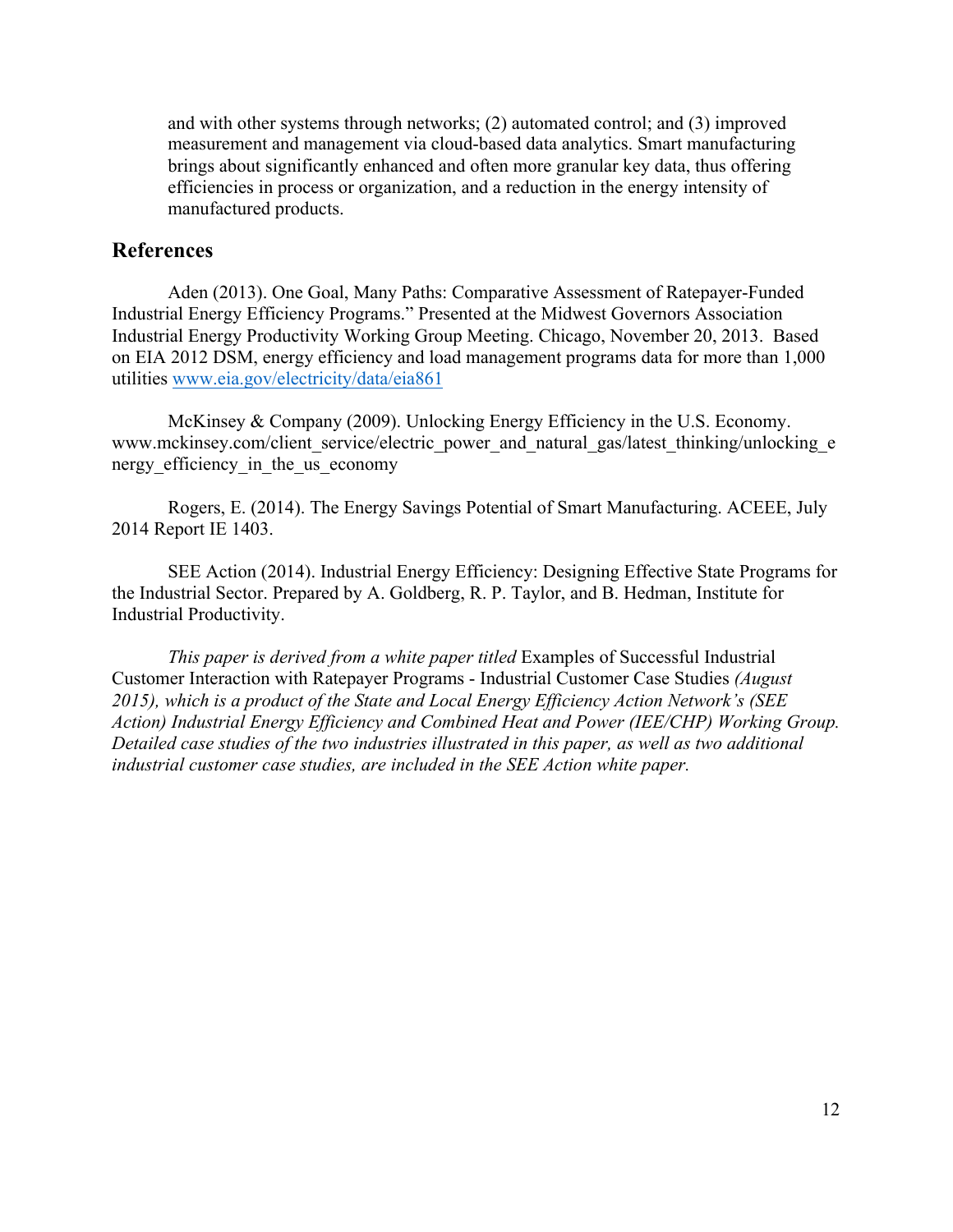and with other systems through networks; (2) automated control; and (3) improved measurement and management via cloud-based data analytics. Smart manufacturing brings about significantly enhanced and often more granular key data, thus offering efficiencies in process or organization, and a reduction in the energy intensity of manufactured products.

## References

Aden (2013). One Goal, Many Paths: Comparative Assessment of Ratepayer-Funded Industrial Energy Efficiency Programs." Presented at the Midwest Governors Association Industrial Energy Productivity Working Group Meeting. Chicago, November 20, 2013. Based on EIA 2012 DSM, energy efficiency and load management programs data for more than 1,000 utilities www.eia.gov/electricity/data/eia861

McKinsey & Company (2009). Unlocking Energy Efficiency in the U.S. Economy. www.mckinsey.com/client_service/electric_power_and_natural_gas/latest_thinking/unlocking_energy_efficiency_in_the_us_economy

Rogers, E. (2014). The Energy Savings Potential of Smart Manufacturing. ACEEE, July 2014 Report IE 1403.

SEE Action (2014). Industrial Energy Efficiency: Designing Effective State Programs for the Industrial Sector. Prepared by A. Goldberg, R. P. Taylor, and B. Hedman, Institute for Industrial Productivity.

*This paper is derived from a white paper titled* Examples of Successful Industrial Customer Interaction with Ratepayer Programs - Industrial Customer Case Studies *(August 2015), which is a product of the State and Local Energy Efficiency Action Network's (SEE Action) Industrial Energy Efficiency and Combined Heat and Power (IEE/CHP) Working Group. Detailed case studies of the two industries illustrated in this paper, as well as two additional industrial customer case studies, are included in the SEE Action white paper.*